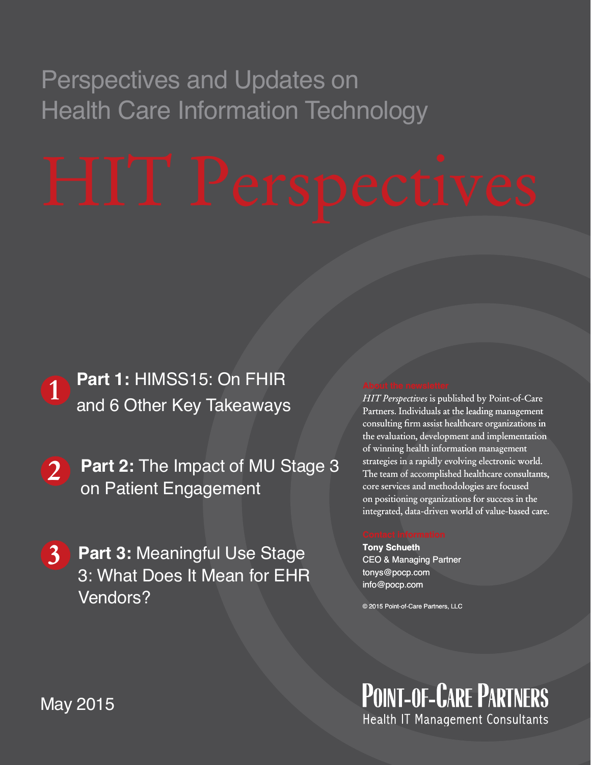Perspectives and Updates on Health Care Information Technology

# HIT Perspectives

1. **Part 1:** HIMSS15: On FHIR and 6 Other Key Takeaways

2. **Part 2:** The Impact of MU Stage 3 on Patient Engagement

3. **Part 3:** Meaningful Use Stage 3: What Does It Mean for EHR Vendors?

**About the newsletter**

*HIT Perspectives* is published by Point-of-Care Partners. Individuals at the leading management consulting firm assist healthcare organizations in the evaluation, development and implementation of winning health information management strategies in a rapidly evolving electronic world. The team of accomplished healthcare consultants, core services and methodologies are focused on positioning organizations for success in the integrated, data-driven world of value-based care.

**Contact information**

**Tony Schueth**
CEO & Managing Partner
tonys@pocp.com
info@pocp.com

© 2015 Point-of-Care Partners, LLC

May 2015

POINT-OF-CARE PARTNERS
Health IT Management Consultants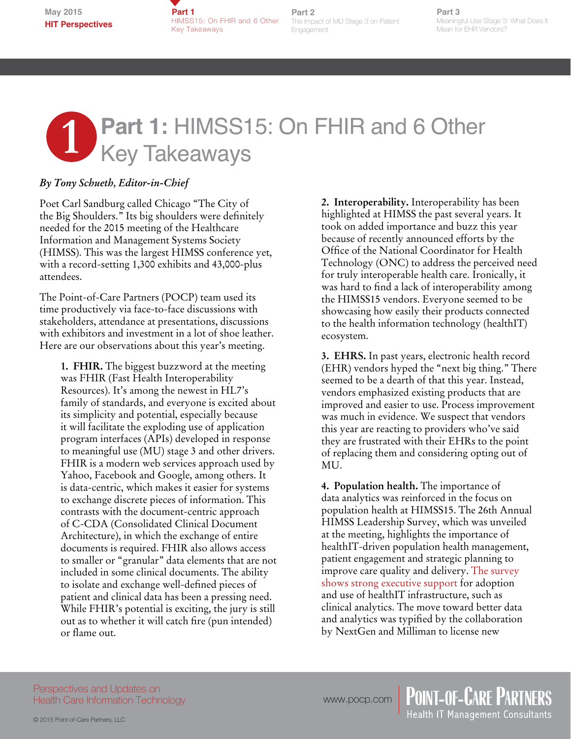# Part 1: HIMSS15: On FHIR and 6 Other Key Takeaways

*By Tony Schueth, Editor-in-Chief*

Poet Carl Sandburg called Chicago "The City of the Big Shoulders." Its big shoulders were definitely needed for the 2015 meeting of the Healthcare Information and Management Systems Society (HIMSS). This was the largest HIMSS conference yet, with a record-setting 1,300 exhibits and 43,000-plus attendees.

The Point-of-Care Partners (POCP) team used its time productively via face-to-face discussions with stakeholders, attendance at presentations, discussions with exhibitors and investment in a lot of shoe leather. Here are our observations about this year's meeting.

**1. FHIR.** The biggest buzzword at the meeting was FHIR (Fast Health Interoperability Resources). It's among the newest in HL7's family of standards, and everyone is excited about its simplicity and potential, especially because it will facilitate the exploding use of application program interfaces (APIs) developed in response to meaningful use (MU) stage 3 and other drivers. FHIR is a modern web services approach used by Yahoo, Facebook and Google, among others. It is data-centric, which makes it easier for systems to exchange discrete pieces of information. This contrasts with the document-centric approach of C-CDA (Consolidated Clinical Document Architecture), in which the exchange of entire documents is required. FHIR also allows access to smaller or "granular" data elements that are not included in some clinical documents. The ability to isolate and exchange well-defined pieces of patient and clinical data has been a pressing need. While FHIR's potential is exciting, the jury is still out as to whether it will catch fire (pun intended) or flame out.

**2. Interoperability.** Interoperability has been highlighted at HIMSS the past several years. It took on added importance and buzz this year because of recently announced efforts by the Office of the National Coordinator for Health Technology (ONC) to address the perceived need for truly interoperable health care. Ironically, it was hard to find a lack of interoperability among the HIMSS15 vendors. Everyone seemed to be showcasing how easily their products connected to the health information technology (healthIT) ecosystem.

**3. EHRS.** In past years, electronic health record (EHR) vendors hyped the "next big thing." There seemed to be a dearth of that this year. Instead, vendors emphasized existing products that are improved and easier to use. Process improvement was much in evidence. We suspect that vendors this year are reacting to providers who've said they are frustrated with their EHRs to the point of replacing them and considering opting out of MU.

**4. Population health.** The importance of data analytics was reinforced in the focus on population health at HIMSS15. The 26th Annual HIMSS Leadership Survey, which was unveiled at the meeting, highlights the importance of healthIT-driven population health management, patient engagement and strategic planning to improve care quality and delivery. The survey shows strong executive support for adoption and use of healthIT infrastructure, such as clinical analytics. The move toward better data and analytics was typified by the collaboration by NextGen and Milliman to license new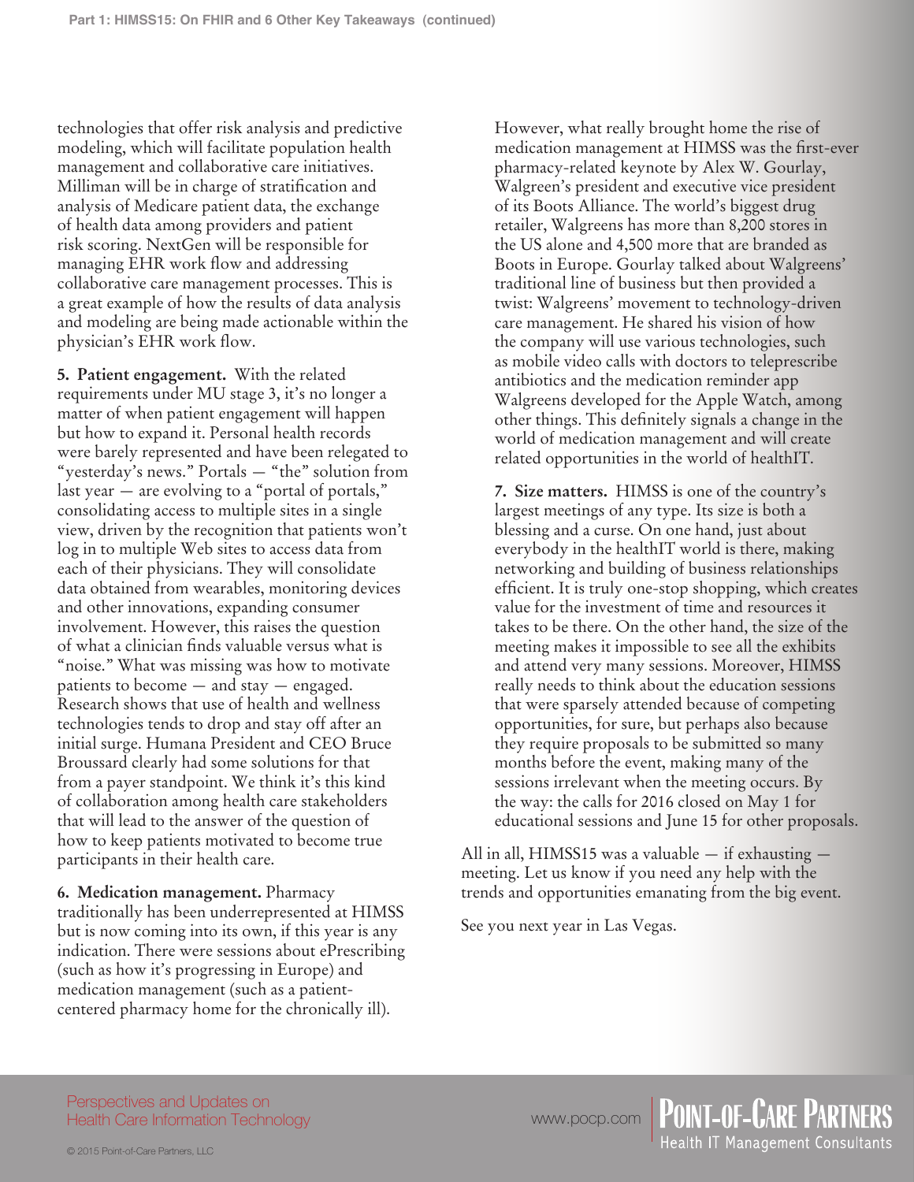technologies that offer risk analysis and predictive modeling, which will facilitate population health management and collaborative care initiatives. Milliman will be in charge of stratification and analysis of Medicare patient data, the exchange of health data among providers and patient risk scoring. NextGen will be responsible for managing EHR work flow and addressing collaborative care management processes. This is a great example of how the results of data analysis and modeling are being made actionable within the physician's EHR work flow.

**5. Patient engagement.** With the related requirements under MU stage 3, it's no longer a matter of when patient engagement will happen but how to expand it. Personal health records were barely represented and have been relegated to "yesterday's news." Portals — "the" solution from last year — are evolving to a "portal of portals," consolidating access to multiple sites in a single view, driven by the recognition that patients won't log in to multiple Web sites to access data from each of their physicians. They will consolidate data obtained from wearables, monitoring devices and other innovations, expanding consumer involvement. However, this raises the question of what a clinician finds valuable versus what is "noise." What was missing was how to motivate patients to become — and stay — engaged. Research shows that use of health and wellness technologies tends to drop and stay off after an initial surge. Humana President and CEO Bruce Broussard clearly had some solutions for that from a payer standpoint. We think it's this kind of collaboration among health care stakeholders that will lead to the answer of the question of how to keep patients motivated to become true participants in their health care.

**6. Medication management.** Pharmacy traditionally has been underrepresented at HIMSS but is now coming into its own, if this year is any indication. There were sessions about ePrescribing (such as how it's progressing in Europe) and medication management (such as a patient-centered pharmacy home for the chronically ill).

However, what really brought home the rise of medication management at HIMSS was the first-ever pharmacy-related keynote by Alex W. Gourlay, Walgreen's president and executive vice president of its Boots Alliance. The world's biggest drug retailer, Walgreens has more than 8,200 stores in the US alone and 4,500 more that are branded as Boots in Europe. Gourlay talked about Walgreens' traditional line of business but then provided a twist: Walgreens' movement to technology-driven care management. He shared his vision of how the company will use various technologies, such as mobile video calls with doctors to teleprescribe antibiotics and the medication reminder app Walgreens developed for the Apple Watch, among other things. This definitely signals a change in the world of medication management and will create related opportunities in the world of healthIT.

**7. Size matters.** HIMSS is one of the country's largest meetings of any type. Its size is both a blessing and a curse. On one hand, just about everybody in the healthIT world is there, making networking and building of business relationships efficient. It is truly one-stop shopping, which creates value for the investment of time and resources it takes to be there. On the other hand, the size of the meeting makes it impossible to see all the exhibits and attend very many sessions. Moreover, HIMSS really needs to think about the education sessions that were sparsely attended because of competing opportunities, for sure, but perhaps also because they require proposals to be submitted so many months before the event, making many of the sessions irrelevant when the meeting occurs. By the way: the calls for 2016 closed on May 1 for educational sessions and June 15 for other proposals.

All in all, HIMSS15 was a valuable — if exhausting — meeting. Let us know if you need any help with the trends and opportunities emanating from the big event.

See you next year in Las Vegas.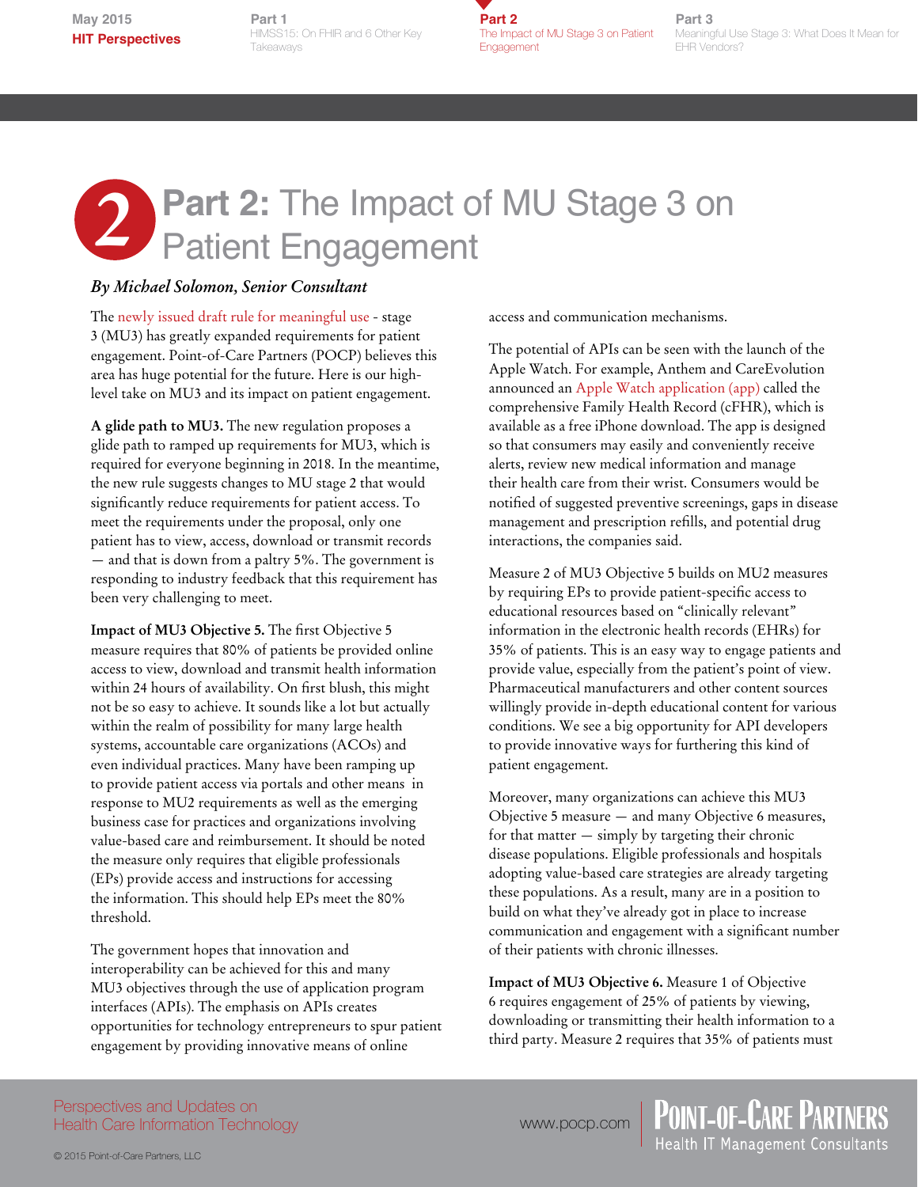# Part 2: The Impact of MU Stage 3 on Patient Engagement

*By Michael Solomon, Senior Consultant*

The newly issued draft rule for meaningful use - stage 3 (MU3) has greatly expanded requirements for patient engagement. Point-of-Care Partners (POCP) believes this area has huge potential for the future. Here is our high-level take on MU3 and its impact on patient engagement.

**A glide path to MU3.** The new regulation proposes a glide path to ramped up requirements for MU3, which is required for everyone beginning in 2018. In the meantime, the new rule suggests changes to MU stage 2 that would significantly reduce requirements for patient access. To meet the requirements under the proposal, only one patient has to view, access, download or transmit records — and that is down from a paltry 5%. The government is responding to industry feedback that this requirement has been very challenging to meet.

**Impact of MU3 Objective 5.** The first Objective 5 measure requires that 80% of patients be provided online access to view, download and transmit health information within 24 hours of availability. On first blush, this might not be so easy to achieve. It sounds like a lot but actually within the realm of possibility for many large health systems, accountable care organizations (ACOs) and even individual practices. Many have been ramping up to provide patient access via portals and other means in response to MU2 requirements as well as the emerging business case for practices and organizations involving value-based care and reimbursement. It should be noted the measure only requires that eligible professionals (EPs) provide access and instructions for accessing the information. This should help EPs meet the 80% threshold.

The government hopes that innovation and interoperability can be achieved for this and many MU3 objectives through the use of application program interfaces (APIs). The emphasis on APIs creates opportunities for technology entrepreneurs to spur patient engagement by providing innovative means of online access and communication mechanisms.

The potential of APIs can be seen with the launch of the Apple Watch. For example, Anthem and CareEvolution announced an Apple Watch application (app) called the comprehensive Family Health Record (cFHR), which is available as a free iPhone download. The app is designed so that consumers may easily and conveniently receive alerts, review new medical information and manage their health care from their wrist. Consumers would be notified of suggested preventive screenings, gaps in disease management and prescription refills, and potential drug interactions, the companies said.

Measure 2 of MU3 Objective 5 builds on MU2 measures by requiring EPs to provide patient-specific access to educational resources based on "clinically relevant" information in the electronic health records (EHRs) for 35% of patients. This is an easy way to engage patients and provide value, especially from the patient's point of view. Pharmaceutical manufacturers and other content sources willingly provide in-depth educational content for various conditions. We see a big opportunity for API developers to provide innovative ways for furthering this kind of patient engagement.

Moreover, many organizations can achieve this MU3 Objective 5 measure — and many Objective 6 measures, for that matter — simply by targeting their chronic disease populations. Eligible professionals and hospitals adopting value-based care strategies are already targeting these populations. As a result, many are in a position to build on what they've already got in place to increase communication and engagement with a significant number of their patients with chronic illnesses.

**Impact of MU3 Objective 6.** Measure 1 of Objective 6 requires engagement of 25% of patients by viewing, downloading or transmitting their health information to a third party. Measure 2 requires that 35% of patients must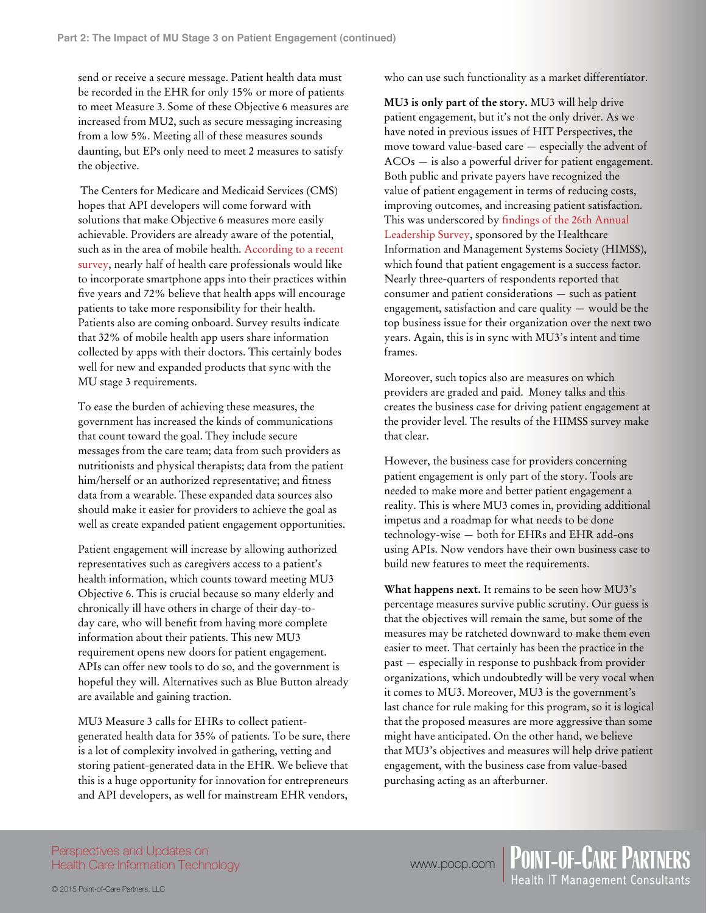send or receive a secure message. Patient health data must be recorded in the EHR for only 15% or more of patients to meet Measure 3. Some of these Objective 6 measures are increased from MU2, such as secure messaging increasing from a low 5%. Meeting all of these measures sounds daunting, but EPs only need to meet 2 measures to satisfy the objective.

The Centers for Medicare and Medicaid Services (CMS) hopes that API developers will come forward with solutions that make Objective 6 measures more easily achievable. Providers are already aware of the potential, such as in the area of mobile health. According to a recent survey, nearly half of health care professionals would like to incorporate smartphone apps into their practices within five years and 72% believe that health apps will encourage patients to take more responsibility for their health. Patients also are coming onboard. Survey results indicate that 32% of mobile health app users share information collected by apps with their doctors. This certainly bodes well for new and expanded products that sync with the MU stage 3 requirements.

To ease the burden of achieving these measures, the government has increased the kinds of communications that count toward the goal. They include secure messages from the care team; data from such providers as nutritionists and physical therapists; data from the patient him/herself or an authorized representative; and fitness data from a wearable. These expanded data sources also should make it easier for providers to achieve the goal as well as create expanded patient engagement opportunities.

Patient engagement will increase by allowing authorized representatives such as caregivers access to a patient's health information, which counts toward meeting MU3 Objective 6. This is crucial because so many elderly and chronically ill have others in charge of their day-to-day care, who will benefit from having more complete information about their patients. This new MU3 requirement opens new doors for patient engagement. APIs can offer new tools to do so, and the government is hopeful they will. Alternatives such as Blue Button already are available and gaining traction.

MU3 Measure 3 calls for EHRs to collect patient-generated health data for 35% of patients. To be sure, there is a lot of complexity involved in gathering, vetting and storing patient-generated data in the EHR. We believe that this is a huge opportunity for innovation for entrepreneurs and API developers, as well for mainstream EHR vendors, who can use such functionality as a market differentiator.

**MU3 is only part of the story.** MU3 will help drive patient engagement, but it's not the only driver. As we have noted in previous issues of HIT Perspectives, the move toward value-based care — especially the advent of ACOs — is also a powerful driver for patient engagement. Both public and private payers have recognized the value of patient engagement in terms of reducing costs, improving outcomes, and increasing patient satisfaction. This was underscored by findings of the 26th Annual Leadership Survey, sponsored by the Healthcare Information and Management Systems Society (HIMSS), which found that patient engagement is a success factor. Nearly three-quarters of respondents reported that consumer and patient considerations — such as patient engagement, satisfaction and care quality — would be the top business issue for their organization over the next two years. Again, this is in sync with MU3's intent and time frames.

Moreover, such topics also are measures on which providers are graded and paid. Money talks and this creates the business case for driving patient engagement at the provider level. The results of the HIMSS survey make that clear.

However, the business case for providers concerning patient engagement is only part of the story. Tools are needed to make more and better patient engagement a reality. This is where MU3 comes in, providing additional impetus and a roadmap for what needs to be done technology-wise — both for EHRs and EHR add-ons using APIs. Now vendors have their own business case to build new features to meet the requirements.

**What happens next.** It remains to be seen how MU3's percentage measures survive public scrutiny. Our guess is that the objectives will remain the same, but some of the measures may be ratcheted downward to make them even easier to meet. That certainly has been the practice in the past — especially in response to pushback from provider organizations, which undoubtedly will be very vocal when it comes to MU3. Moreover, MU3 is the government's last chance for rule making for this program, so it is logical that the proposed measures are more aggressive than some might have anticipated. On the other hand, we believe that MU3's objectives and measures will help drive patient engagement, with the business case from value-based purchasing acting as an afterburner.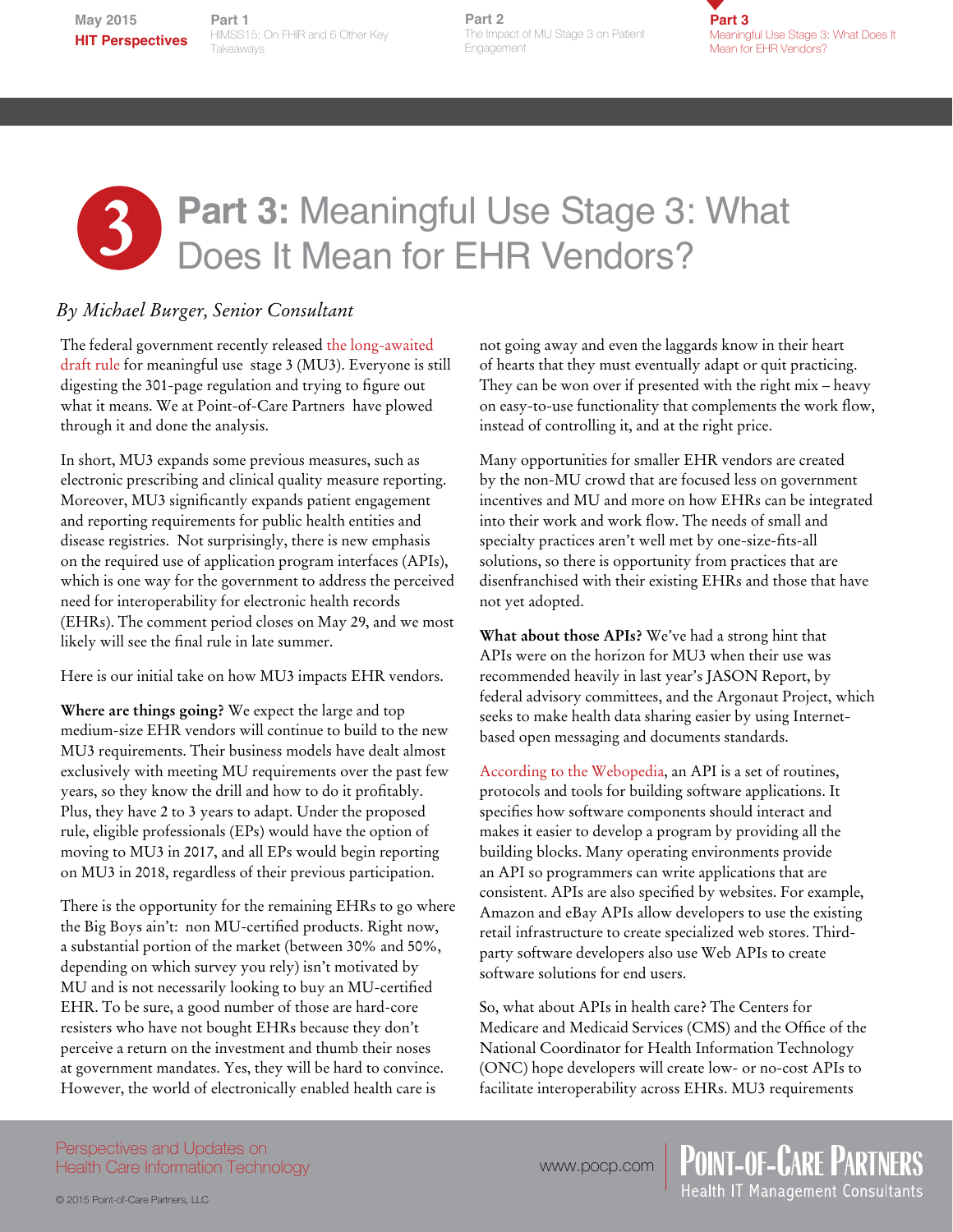# Part 3: Meaningful Use Stage 3: What Does It Mean for EHR Vendors?

*By Michael Burger, Senior Consultant*

The federal government recently released the long-awaited draft rule for meaningful use stage 3 (MU3). Everyone is still digesting the 301-page regulation and trying to figure out what it means. We at Point-of-Care Partners have plowed through it and done the analysis.

In short, MU3 expands some previous measures, such as electronic prescribing and clinical quality measure reporting. Moreover, MU3 significantly expands patient engagement and reporting requirements for public health entities and disease registries. Not surprisingly, there is new emphasis on the required use of application program interfaces (APIs), which is one way for the government to address the perceived need for interoperability for electronic health records (EHRs). The comment period closes on May 29, and we most likely will see the final rule in late summer.

Here is our initial take on how MU3 impacts EHR vendors.

**Where are things going?** We expect the large and top medium-size EHR vendors will continue to build to the new MU3 requirements. Their business models have dealt almost exclusively with meeting MU requirements over the past few years, so they know the drill and how to do it profitably. Plus, they have 2 to 3 years to adapt. Under the proposed rule, eligible professionals (EPs) would have the option of moving to MU3 in 2017, and all EPs would begin reporting on MU3 in 2018, regardless of their previous participation.

There is the opportunity for the remaining EHRs to go where the Big Boys ain't: non MU-certified products. Right now, a substantial portion of the market (between 30% and 50%, depending on which survey you rely) isn't motivated by MU and is not necessarily looking to buy an MU-certified EHR. To be sure, a good number of those are hard-core resisters who have not bought EHRs because they don't perceive a return on the investment and thumb their noses at government mandates. Yes, they will be hard to convince. However, the world of electronically enabled health care is not going away and even the laggards know in their heart of hearts that they must eventually adapt or quit practicing. They can be won over if presented with the right mix – heavy on easy-to-use functionality that complements the work flow, instead of controlling it, and at the right price.

Many opportunities for smaller EHR vendors are created by the non-MU crowd that are focused less on government incentives and MU and more on how EHRs can be integrated into their work and work flow. The needs of small and specialty practices aren't well met by one-size-fits-all solutions, so there is opportunity from practices that are disenfranchised with their existing EHRs and those that have not yet adopted.

**What about those APIs?** We've had a strong hint that APIs were on the horizon for MU3 when their use was recommended heavily in last year's JASON Report, by federal advisory committees, and the Argonaut Project, which seeks to make health data sharing easier by using Internet-based open messaging and documents standards.

According to the Webopedia, an API is a set of routines, protocols and tools for building software applications. It specifies how software components should interact and makes it easier to develop a program by providing all the building blocks. Many operating environments provide an API so programmers can write applications that are consistent. APIs are also specified by websites. For example, Amazon and eBay APIs allow developers to use the existing retail infrastructure to create specialized web stores. Third-party software developers also use Web APIs to create software solutions for end users.

So, what about APIs in health care? The Centers for Medicare and Medicaid Services (CMS) and the Office of the National Coordinator for Health Information Technology (ONC) hope developers will create low- or no-cost APIs to facilitate interoperability across EHRs. MU3 requirements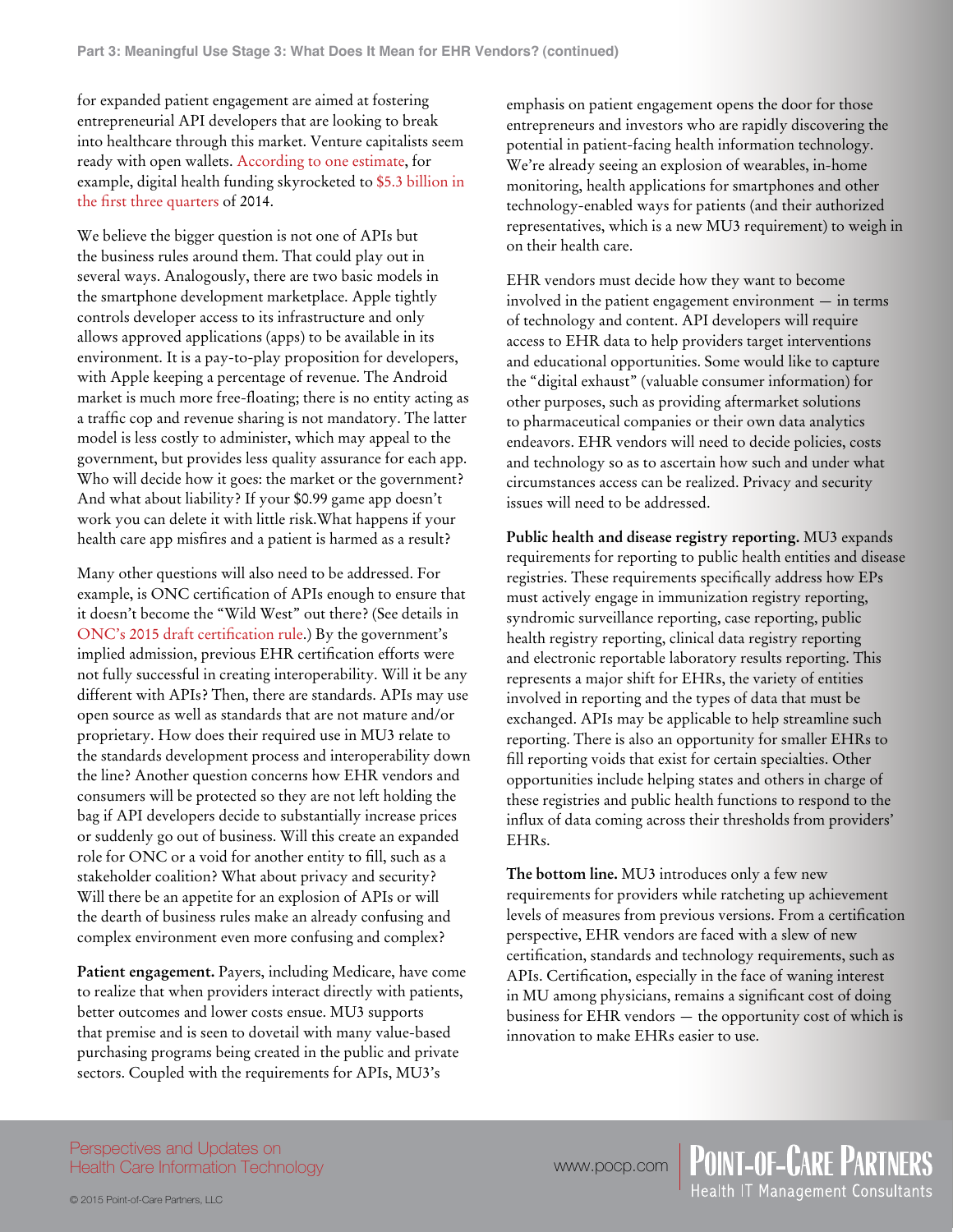for expanded patient engagement are aimed at fostering entrepreneurial API developers that are looking to break into healthcare through this market. Venture capitalists seem ready with open wallets. According to one estimate, for example, digital health funding skyrocketed to $5.3 billion in the first three quarters of 2014.

We believe the bigger question is not one of APIs but the business rules around them. That could play out in several ways. Analogously, there are two basic models in the smartphone development marketplace. Apple tightly controls developer access to its infrastructure and only allows approved applications (apps) to be available in its environment. It is a pay-to-play proposition for developers, with Apple keeping a percentage of revenue. The Android market is much more free-floating; there is no entity acting as a traffic cop and revenue sharing is not mandatory. The latter model is less costly to administer, which may appeal to the government, but provides less quality assurance for each app. Who will decide how it goes: the market or the government? And what about liability? If your $0.99 game app doesn't work you can delete it with little risk. What happens if your health care app misfires and a patient is harmed as a result?

Many other questions will also need to be addressed. For example, is ONC certification of APIs enough to ensure that it doesn't become the "Wild West" out there? (See details in ONC's 2015 draft certification rule.) By the government's implied admission, previous EHR certification efforts were not fully successful in creating interoperability. Will it be any different with APIs? Then, there are standards. APIs may use open source as well as standards that are not mature and/or proprietary. How does their required use in MU3 relate to the standards development process and interoperability down the line? Another question concerns how EHR vendors and consumers will be protected so they are not left holding the bag if API developers decide to substantially increase prices or suddenly go out of business. Will this create an expanded role for ONC or a void for another entity to fill, such as a stakeholder coalition? What about privacy and security? Will there be an appetite for an explosion of APIs or will the dearth of business rules make an already confusing and complex environment even more confusing and complex?

**Patient engagement.** Payers, including Medicare, have come to realize that when providers interact directly with patients, better outcomes and lower costs ensue. MU3 supports that premise and is seen to dovetail with many value-based purchasing programs being created in the public and private sectors. Coupled with the requirements for APIs, MU3's emphasis on patient engagement opens the door for those entrepreneurs and investors who are rapidly discovering the potential in patient-facing health information technology. We're already seeing an explosion of wearables, in-home monitoring, health applications for smartphones and other technology-enabled ways for patients (and their authorized representatives, which is a new MU3 requirement) to weigh in on their health care.

EHR vendors must decide how they want to become involved in the patient engagement environment — in terms of technology and content. API developers will require access to EHR data to help providers target interventions and educational opportunities. Some would like to capture the "digital exhaust" (valuable consumer information) for other purposes, such as providing aftermarket solutions to pharmaceutical companies or their own data analytics endeavors. EHR vendors will need to decide policies, costs and technology so as to ascertain how such and under what circumstances access can be realized. Privacy and security issues will need to be addressed.

**Public health and disease registry reporting.** MU3 expands requirements for reporting to public health entities and disease registries. These requirements specifically address how EPs must actively engage in immunization registry reporting, syndromic surveillance reporting, case reporting, public health registry reporting, clinical data registry reporting and electronic reportable laboratory results reporting. This represents a major shift for EHRs, the variety of entities involved in reporting and the types of data that must be exchanged. APIs may be applicable to help streamline such reporting. There is also an opportunity for smaller EHRs to fill reporting voids that exist for certain specialties. Other opportunities include helping states and others in charge of these registries and public health functions to respond to the influx of data coming across their thresholds from providers' EHRs.

**The bottom line.** MU3 introduces only a few new requirements for providers while ratcheting up achievement levels of measures from previous versions. From a certification perspective, EHR vendors are faced with a slew of new certification, standards and technology requirements, such as APIs. Certification, especially in the face of waning interest in MU among physicians, remains a significant cost of doing business for EHR vendors — the opportunity cost of which is innovation to make EHRs easier to use.